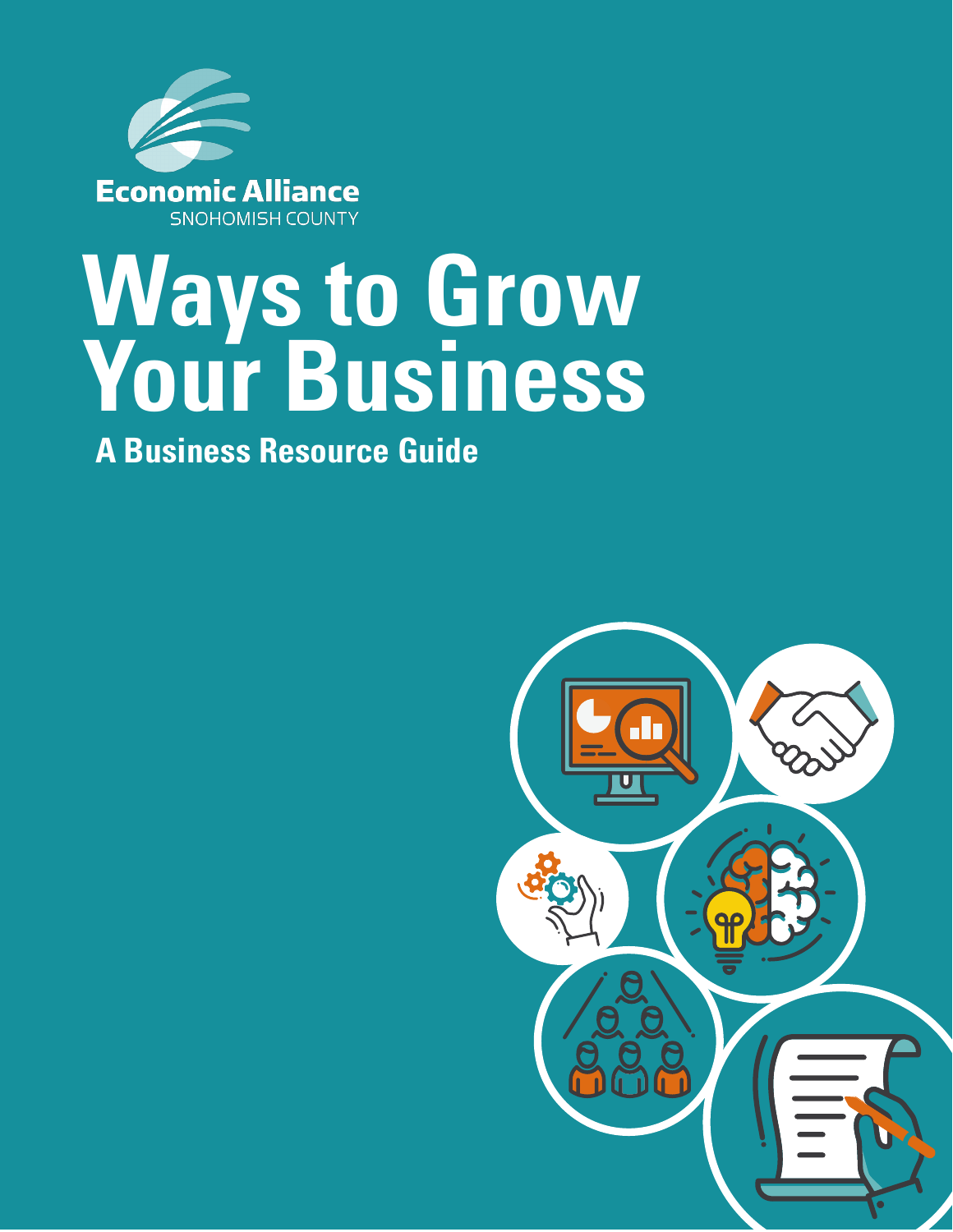Economic Alliance
SNOHOMISH COUNTY

# Ways to Grow Your Business

## A Business Resource Guide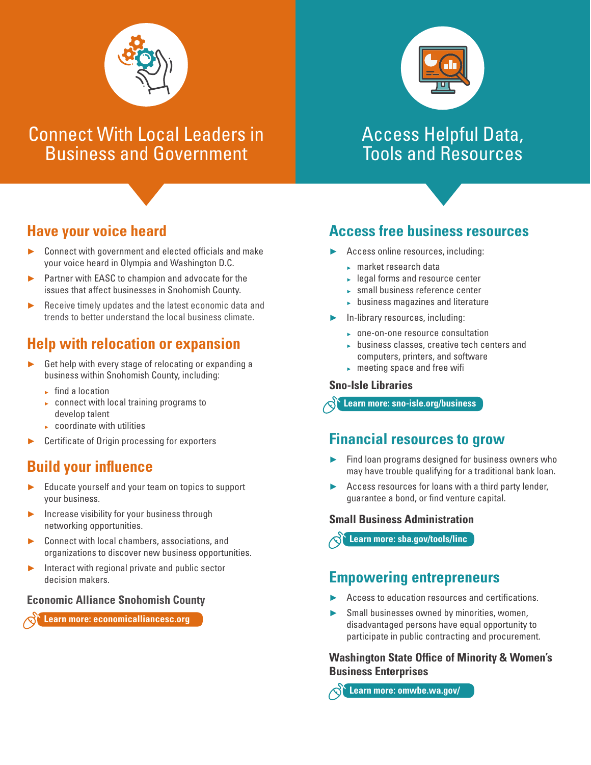# Connect With Local Leaders in Business and Government

## Have your voice heard

- Connect with government and elected officials and make your voice heard in Olympia and Washington D.C.
- Partner with EASC to champion and advocate for the issues that affect businesses in Snohomish County.
- Receive timely updates and the latest economic data and trends to better understand the local business climate.

## Help with relocation or expansion

- Get help with every stage of relocating or expanding a business within Snohomish County, including:
  - find a location
  - connect with local training programs to develop talent
  - coordinate with utilities
- Certificate of Origin processing for exporters

## Build your influence

- Educate yourself and your team on topics to support your business.
- Increase visibility for your business through networking opportunities.
- Connect with local chambers, associations, and organizations to discover new business opportunities.
- Interact with regional private and public sector decision makers.

### Economic Alliance Snohomish County

**Learn more: economicalliancesc.org**

# Access Helpful Data, Tools and Resources

## Access free business resources

- Access online resources, including:
  - market research data
  - legal forms and resource center
  - small business reference center
  - business magazines and literature
- In-library resources, including:
  - one-on-one resource consultation
  - business classes, creative tech centers and computers, printers, and software
  - meeting space and free wifi

### Sno-Isle Libraries

**Learn more: sno-isle.org/business**

## Financial resources to grow

- Find loan programs designed for business owners who may have trouble qualifying for a traditional bank loan.
- Access resources for loans with a third party lender, guarantee a bond, or find venture capital.

### Small Business Administration

**Learn more: sba.gov/tools/linc**

## Empowering entrepreneurs

- Access to education resources and certifications.
- Small businesses owned by minorities, women, disadvantaged persons have equal opportunity to participate in public contracting and procurement.

### Washington State Office of Minority & Women's Business Enterprises

**Learn more: omwbe.wa.gov/**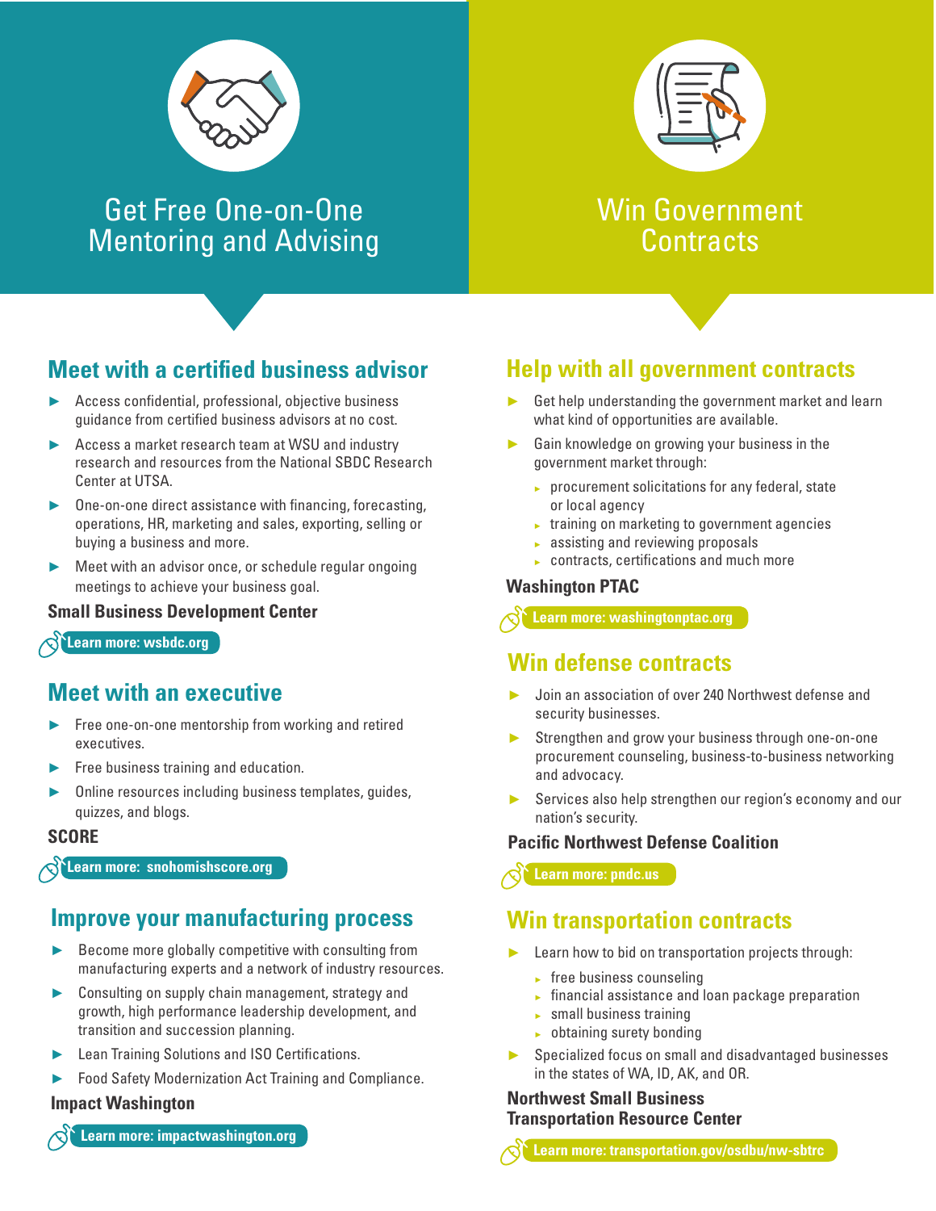# Get Free One-on-One Mentoring and Advising

## Meet with a certified business advisor

- Access confidential, professional, objective business guidance from certified business advisors at no cost.
- Access a market research team at WSU and industry research and resources from the National SBDC Research Center at UTSA.
- One-on-one direct assistance with financing, forecasting, operations, HR, marketing and sales, exporting, selling or buying a business and more.
- Meet with an advisor once, or schedule regular ongoing meetings to achieve your business goal.

**Small Business Development Center**

**Learn more: wsbdc.org**

## Meet with an executive

- Free one-on-one mentorship from working and retired executives.
- Free business training and education.
- Online resources including business templates, guides, quizzes, and blogs.

**SCORE**

**Learn more: snohomishscore.org**

## Improve your manufacturing process

- Become more globally competitive with consulting from manufacturing experts and a network of industry resources.
- Consulting on supply chain management, strategy and growth, high performance leadership development, and transition and succession planning.
- Lean Training Solutions and ISO Certifications.
- Food Safety Modernization Act Training and Compliance.

**Impact Washington**

**Learn more: impactwashington.org**

# Win Government Contracts

## Help with all government contracts

- Get help understanding the government market and learn what kind of opportunities are available.
- Gain knowledge on growing your business in the government market through:
  - procurement solicitations for any federal, state or local agency
  - training on marketing to government agencies
  - assisting and reviewing proposals
  - contracts, certifications and much more

**Washington PTAC**

**Learn more: washingtonptac.org**

## Win defense contracts

- Join an association of over 240 Northwest defense and security businesses.
- Strengthen and grow your business through one-on-one procurement counseling, business-to-business networking and advocacy.
- Services also help strengthen our region's economy and our nation's security.

**Pacific Northwest Defense Coalition**

**Learn more: pndc.us**

## Win transportation contracts

- Learn how to bid on transportation projects through:
  - free business counseling
  - financial assistance and loan package preparation
  - small business training
  - obtaining surety bonding
- Specialized focus on small and disadvantaged businesses in the states of WA, ID, AK, and OR.

**Northwest Small Business Transportation Resource Center**

**Learn more: transportation.gov/osdbu/nw-sbtrc**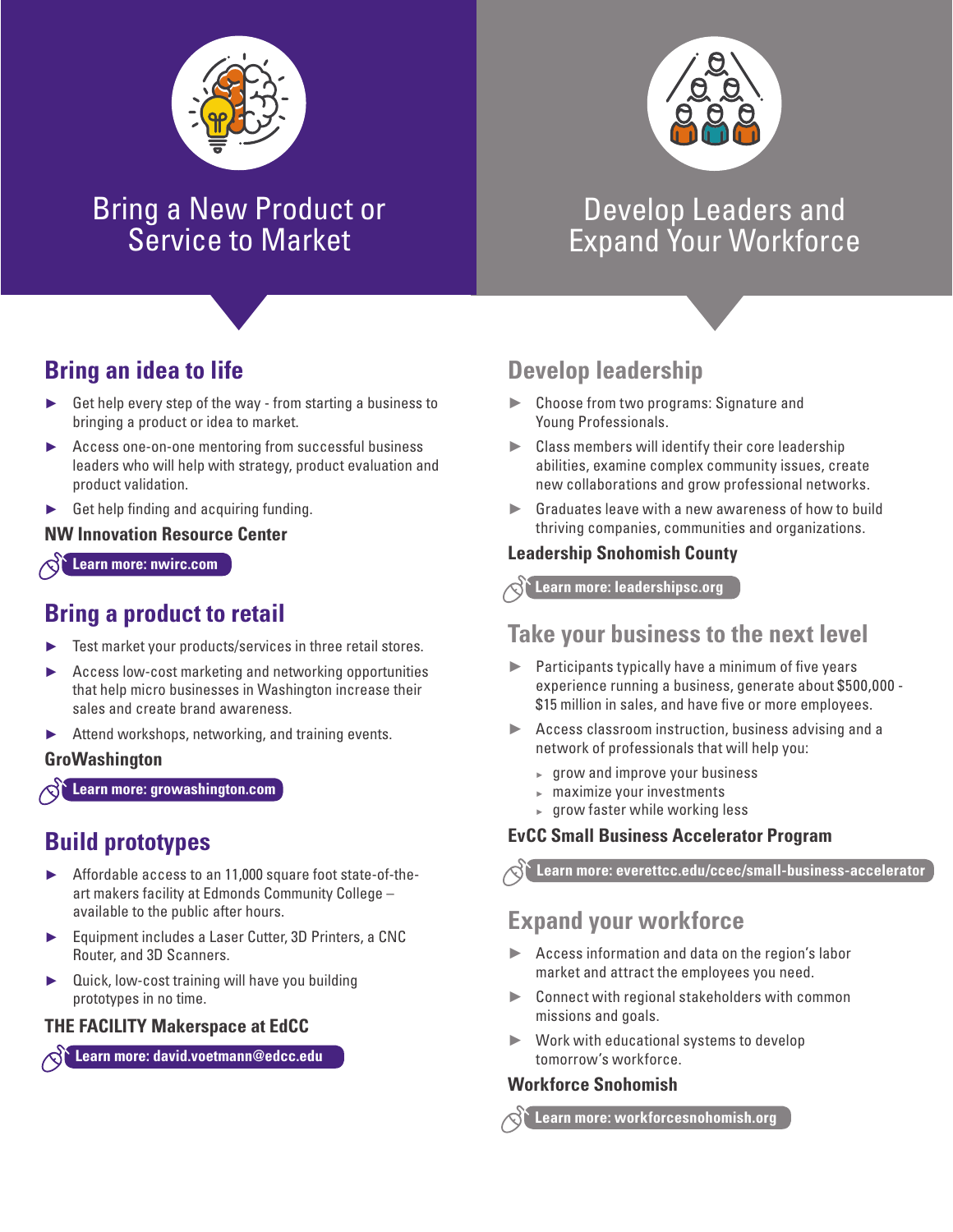# Bring a New Product or Service to Market

## Bring an idea to life

- Get help every step of the way - from starting a business to bringing a product or idea to market.
- Access one-on-one mentoring from successful business leaders who will help with strategy, product evaluation and product validation.
- Get help finding and acquiring funding.

**NW Innovation Resource Center**

**Learn more: nwirc.com**

## Bring a product to retail

- Test market your products/services in three retail stores.
- Access low-cost marketing and networking opportunities that help micro businesses in Washington increase their sales and create brand awareness.
- Attend workshops, networking, and training events.

**GroWashington**

**Learn more: growashington.com**

## Build prototypes

- Affordable access to an 11,000 square foot state-of-the-art makers facility at Edmonds Community College – available to the public after hours.
- Equipment includes a Laser Cutter, 3D Printers, a CNC Router, and 3D Scanners.
- Quick, low-cost training will have you building prototypes in no time.

**THE FACILITY Makerspace at EdCC**

**Learn more: david.voetmann@edcc.edu**

# Develop Leaders and Expand Your Workforce

## Develop leadership

- Choose from two programs: Signature and Young Professionals.
- Class members will identify their core leadership abilities, examine complex community issues, create new collaborations and grow professional networks.
- Graduates leave with a new awareness of how to build thriving companies, communities and organizations.

**Leadership Snohomish County**

**Learn more: leadershipsc.org**

## Take your business to the next level

- Participants typically have a minimum of five years experience running a business, generate about $500,000 - $15 million in sales, and have five or more employees.
- Access classroom instruction, business advising and a network of professionals that will help you:
  - grow and improve your business
  - maximize your investments
  - grow faster while working less

**EvCC Small Business Accelerator Program**

**Learn more: everettcc.edu/ccec/small-business-accelerator**

## Expand your workforce

- Access information and data on the region's labor market and attract the employees you need.
- Connect with regional stakeholders with common missions and goals.
- Work with educational systems to develop tomorrow's workforce.

**Workforce Snohomish**

**Learn more: workforcesnohomish.org**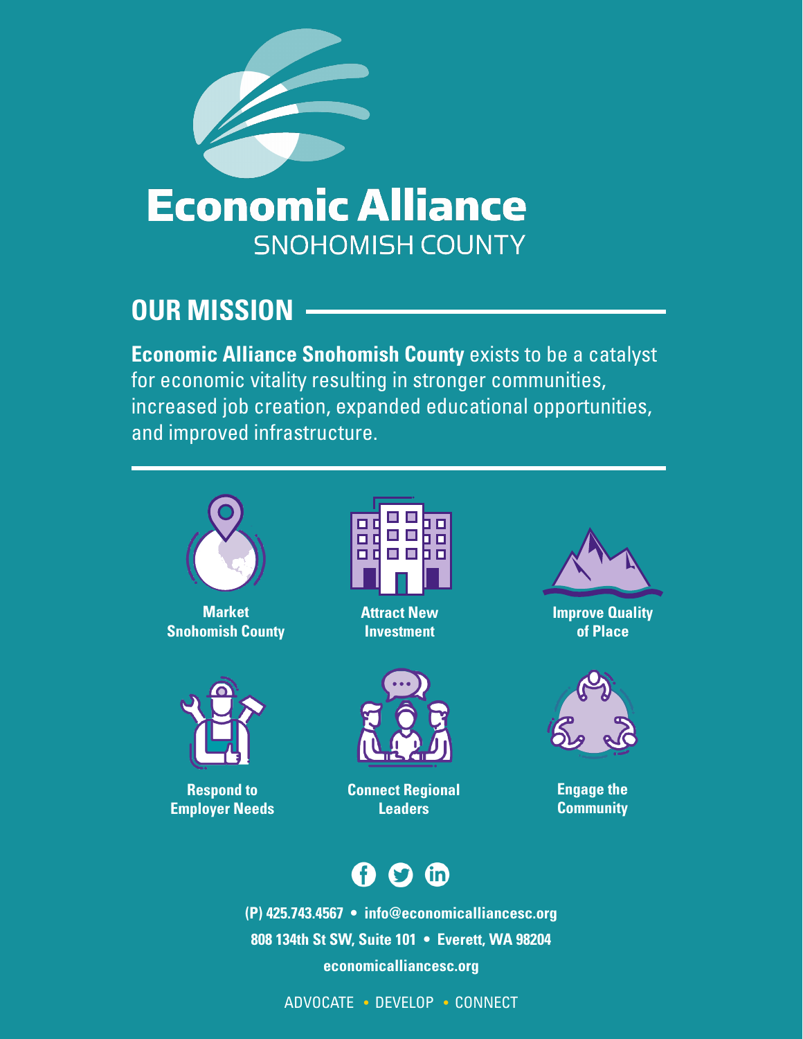# Economic Alliance
SNOHOMISH COUNTY

## OUR MISSION

**Economic Alliance Snohomish County** exists to be a catalyst for economic vitality resulting in stronger communities, increased job creation, expanded educational opportunities, and improved infrastructure.

**Market Snohomish County**

**Attract New Investment**

**Improve Quality of Place**

**Respond to Employer Needs**

**Connect Regional Leaders**

**Engage the Community**

**(P) 425.743.4567 • info@economicalliancesc.org**

**808 134th St SW, Suite 101 • Everett, WA 98204**

**economicalliancesc.org**

ADVOCATE • DEVELOP • CONNECT